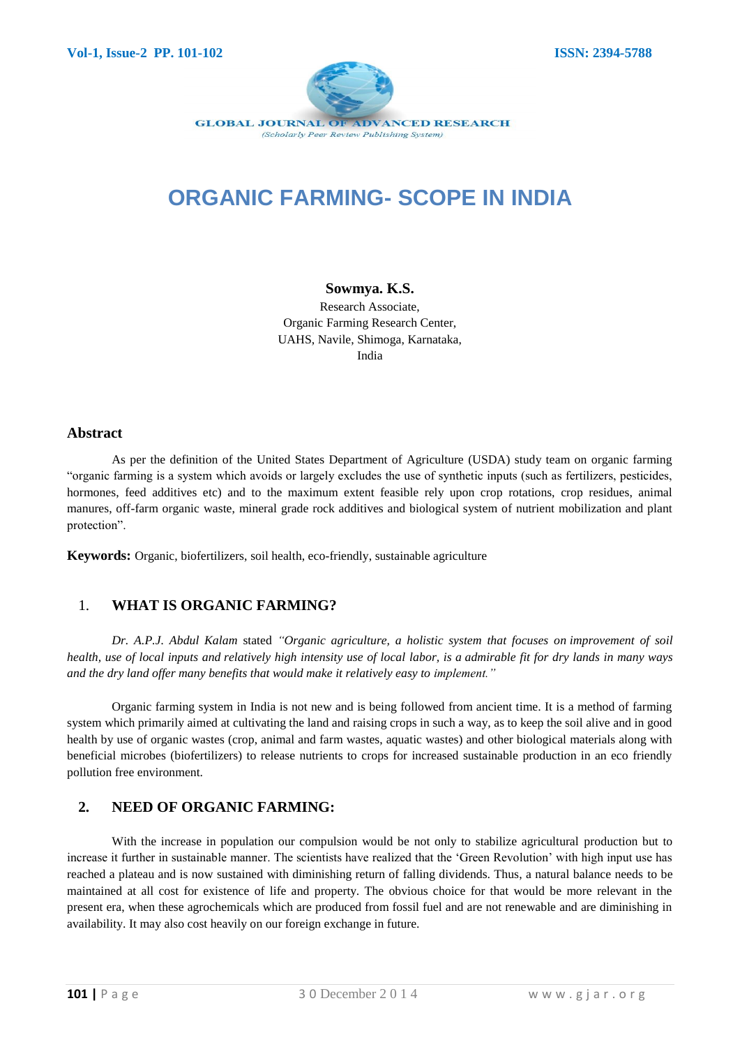# ORGANIC FARMING- SCOPE IN INDIA

**Sowmya. K.S.**

Research Associate,
Organic Farming Research Center,
UAHS, Navile, Shimoga, Karnataka,
India

## Abstract

As per the definition of the United States Department of Agriculture (USDA) study team on organic farming "organic farming is a system which avoids or largely excludes the use of synthetic inputs (such as fertilizers, pesticides, hormones, feed additives etc) and to the maximum extent feasible rely upon crop rotations, crop residues, animal manures, off-farm organic waste, mineral grade rock additives and biological system of nutrient mobilization and plant protection".

**Keywords:** Organic, biofertilizers, soil health, eco-friendly, sustainable agriculture

## 1. WHAT IS ORGANIC FARMING?

*Dr. A.P.J. Abdul Kalam* stated *"Organic agriculture, a holistic system that focuses on improvement of soil health, use of local inputs and relatively high intensity use of local labor, is a admirable fit for dry lands in many ways and the dry land offer many benefits that would make it relatively easy to implement."*

Organic farming system in India is not new and is being followed from ancient time. It is a method of farming system which primarily aimed at cultivating the land and raising crops in such a way, as to keep the soil alive and in good health by use of organic wastes (crop, animal and farm wastes, aquatic wastes) and other biological materials along with beneficial microbes (biofertilizers) to release nutrients to crops for increased sustainable production in an eco friendly pollution free environment.

## 2. NEED OF ORGANIC FARMING:

With the increase in population our compulsion would be not only to stabilize agricultural production but to increase it further in sustainable manner. The scientists have realized that the 'Green Revolution' with high input use has reached a plateau and is now sustained with diminishing return of falling dividends. Thus, a natural balance needs to be maintained at all cost for existence of life and property. The obvious choice for that would be more relevant in the present era, when these agrochemicals which are produced from fossil fuel and are not renewable and are diminishing in availability. It may also cost heavily on our foreign exchange in future.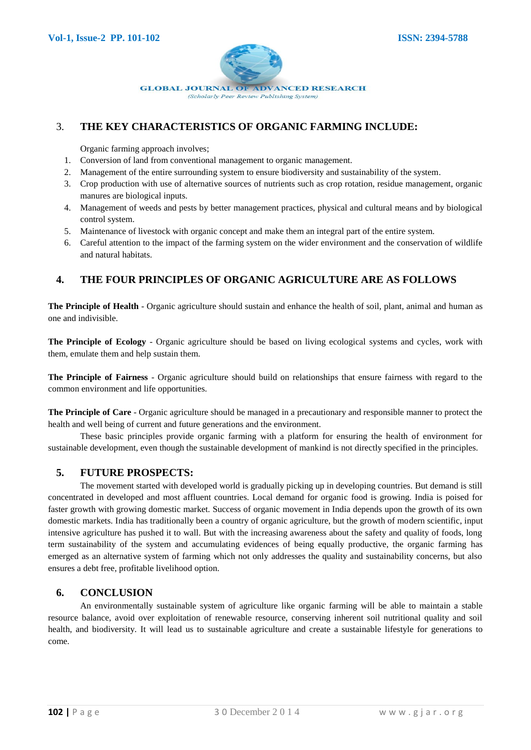## 3. THE KEY CHARACTERISTICS OF ORGANIC FARMING INCLUDE:

Organic farming approach involves;

1. Conversion of land from conventional management to organic management.
2. Management of the entire surrounding system to ensure biodiversity and sustainability of the system.
3. Crop production with use of alternative sources of nutrients such as crop rotation, residue management, organic manures are biological inputs.
4. Management of weeds and pests by better management practices, physical and cultural means and by biological control system.
5. Maintenance of livestock with organic concept and make them an integral part of the entire system.
6. Careful attention to the impact of the farming system on the wider environment and the conservation of wildlife and natural habitats.

## 4. THE FOUR PRINCIPLES OF ORGANIC AGRICULTURE ARE AS FOLLOWS

**The Principle of Health** - Organic agriculture should sustain and enhance the health of soil, plant, animal and human as one and indivisible.

**The Principle of Ecology** - Organic agriculture should be based on living ecological systems and cycles, work with them, emulate them and help sustain them.

**The Principle of Fairness** - Organic agriculture should build on relationships that ensure fairness with regard to the common environment and life opportunities.

**The Principle of Care** - Organic agriculture should be managed in a precautionary and responsible manner to protect the health and well being of current and future generations and the environment.

These basic principles provide organic farming with a platform for ensuring the health of environment for sustainable development, even though the sustainable development of mankind is not directly specified in the principles.

## 5. FUTURE PROSPECTS:

The movement started with developed world is gradually picking up in developing countries. But demand is still concentrated in developed and most affluent countries. Local demand for organic food is growing. India is poised for faster growth with growing domestic market. Success of organic movement in India depends upon the growth of its own domestic markets. India has traditionally been a country of organic agriculture, but the growth of modern scientific, input intensive agriculture has pushed it to wall. But with the increasing awareness about the safety and quality of foods, long term sustainability of the system and accumulating evidences of being equally productive, the organic farming has emerged as an alternative system of farming which not only addresses the quality and sustainability concerns, but also ensures a debt free, profitable livelihood option.

## 6. CONCLUSION

An environmentally sustainable system of agriculture like organic farming will be able to maintain a stable resource balance, avoid over exploitation of renewable resource, conserving inherent soil nutritional quality and soil health, and biodiversity. It will lead us to sustainable agriculture and create a sustainable lifestyle for generations to come.